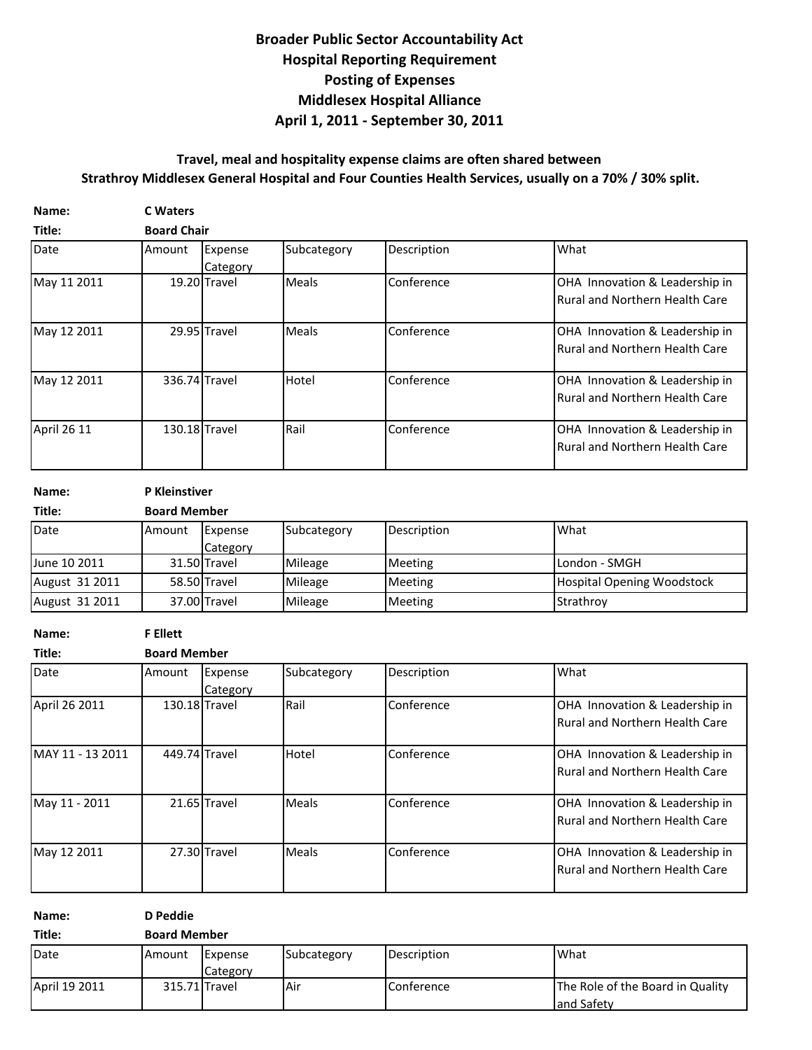# Broader Public Sector Accountability Act
## Hospital Reporting Requirement
## Posting of Expenses
## Middlesex Hospital Alliance
## April 1, 2011 - September 30, 2011

**Travel, meal and hospitality expense claims are often shared between Strathroy Middlesex General Hospital and Four Counties Health Services, usually on a 70% / 30% split.**

**Name:** **C Waters**
**Title:** **Board Chair**

| Date | Amount | Expense Category | Subcategory | Description | What |
|---|---|---|---|---|---|
| May 11 2011 | 19.20 | Travel | Meals | Conference | OHA Innovation & Leadership in Rural and Northern Health Care |
| May 12 2011 | 29.95 | Travel | Meals | Conference | OHA Innovation & Leadership in Rural and Northern Health Care |
| May 12 2011 | 336.74 | Travel | Hotel | Conference | OHA Innovation & Leadership in Rural and Northern Health Care |
| April 26 11 | 130.18 | Travel | Rail | Conference | OHA Innovation & Leadership in Rural and Northern Health Care |

**Name:** **P Kleinstiver**
**Title:** **Board Member**

| Date | Amount | Expense Category | Subcategory | Description | What |
|---|---|---|---|---|---|
| June 10 2011 | 31.50 | Travel | Mileage | Meeting | London - SMGH |
| August 31 2011 | 58.50 | Travel | Mileage | Meeting | Hospital Opening Woodstock |
| August 31 2011 | 37.00 | Travel | Mileage | Meeting | Strathroy |

**Name:** **F Ellett**
**Title:** **Board Member**

| Date | Amount | Expense Category | Subcategory | Description | What |
|---|---|---|---|---|---|
| April 26 2011 | 130.18 | Travel | Rail | Conference | OHA Innovation & Leadership in Rural and Northern Health Care |
| MAY 11 - 13 2011 | 449.74 | Travel | Hotel | Conference | OHA Innovation & Leadership in Rural and Northern Health Care |
| May 11 - 2011 | 21.65 | Travel | Meals | Conference | OHA Innovation & Leadership in Rural and Northern Health Care |
| May 12 2011 | 27.30 | Travel | Meals | Conference | OHA Innovation & Leadership in Rural and Northern Health Care |

**Name:** **D Peddie**
**Title:** **Board Member**

| Date | Amount | Expense Category | Subcategory | Description | What |
|---|---|---|---|---|---|
| April 19 2011 | 315.71 | Travel | Air | Conference | The Role of the Board in Quality and Safety |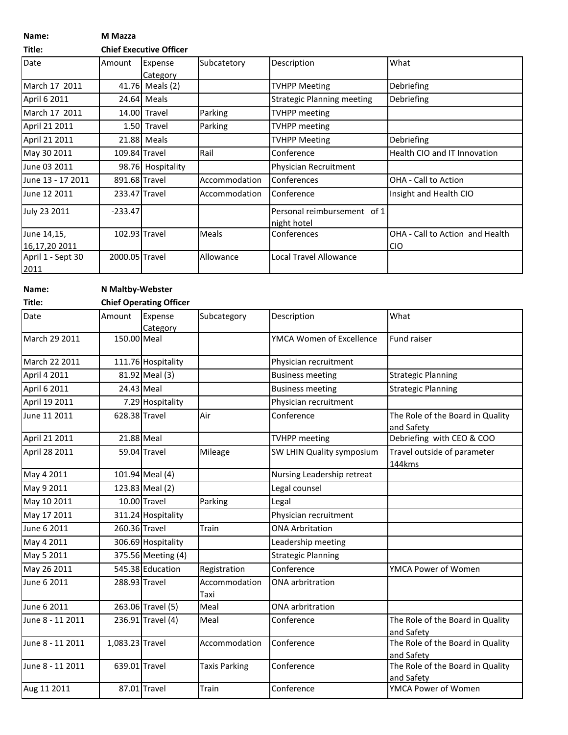**Name:** **M Mazza**

**Title:** **Chief Executive Officer**

| Date | Amount | Expense Category | Subcatetory | Description | What |
|---|---|---|---|---|---|
| March 17 2011 | 41.76 | Meals (2) | | TVHPP Meeting | Debriefing |
| April 6 2011 | 24.64 | Meals | | Strategic Planning meeting | Debriefing |
| March 17 2011 | 14.00 | Travel | Parking | TVHPP meeting | |
| April 21 2011 | 1.50 | Travel | Parking | TVHPP meeting | |
| April 21 2011 | 21.88 | Meals | | TVHPP Meeting | Debriefing |
| May 30 2011 | 109.84 | Travel | Rail | Conference | Health CIO and IT Innovation |
| June 03 2011 | 98.76 | Hospitality | | Physician Recruitment | |
| June 13 - 17 2011 | 891.68 | Travel | Accommodation | Conferences | OHA - Call to Action |
| June 12 2011 | 233.47 | Travel | Accommodation | Conference | Insight and Health CIO |
| July 23 2011 | -233.47 | | | Personal reimbursement of 1 night hotel | |
| June 14,15, 16,17,20 2011 | 102.93 | Travel | Meals | Conferences | OHA - Call to Action and Health CIO |
| April 1 - Sept 30 2011 | 2000.05 | Travel | Allowance | Local Travel Allowance | |

**Name:** **N Maltby-Webster**

**Title:** **Chief Operating Officer**

| Date | Amount | Expense Category | Subcategory | Description | What |
|---|---|---|---|---|---|
| March 29 2011 | 150.00 | Meal | | YMCA Women of Excellence | Fund raiser |
| March 22 2011 | 111.76 | Hospitality | | Physician recruitment | |
| April 4 2011 | 81.92 | Meal (3) | | Business meeting | Strategic Planning |
| April 6 2011 | 24.43 | Meal | | Business meeting | Strategic Planning |
| April 19 2011 | 7.29 | Hospitality | | Physician recruitment | |
| June 11 2011 | 628.38 | Travel | Air | Conference | The Role of the Board in Quality and Safety |
| April 21 2011 | 21.88 | Meal | | TVHPP meeting | Debriefing with CEO & COO |
| April 28 2011 | 59.04 | Travel | Mileage | SW LHIN Quality symposium | Travel outside of parameter 144kms |
| May 4 2011 | 101.94 | Meal (4) | | Nursing Leadership retreat | |
| May 9 2011 | 123.83 | Meal (2) | | Legal counsel | |
| May 10 2011 | 10.00 | Travel | Parking | Legal | |
| May 17 2011 | 311.24 | Hospitality | | Physician recruitment | |
| June 6 2011 | 260.36 | Travel | Train | ONA Arbritation | |
| May 4 2011 | 306.69 | Hospitality | | Leadership meeting | |
| May 5 2011 | 375.56 | Meeting (4) | | Strategic Planning | |
| May 26 2011 | 545.38 | Education | Registration | Conference | YMCA Power of Women |
| June 6 2011 | 288.93 | Travel | Accommodation Taxi | ONA arbritration | |
| June 6 2011 | 263.06 | Travel (5) | Meal | ONA arbritration | |
| June 8 - 11 2011 | 236.91 | Travel (4) | Meal | Conference | The Role of the Board in Quality and Safety |
| June 8 - 11 2011 | 1,083.23 | Travel | Accommodation | Conference | The Role of the Board in Quality and Safety |
| June 8 - 11 2011 | 639.01 | Travel | Taxis Parking | Conference | The Role of the Board in Quality and Safety |
| Aug 11 2011 | 87.01 | Travel | Train | Conference | YMCA Power of Women |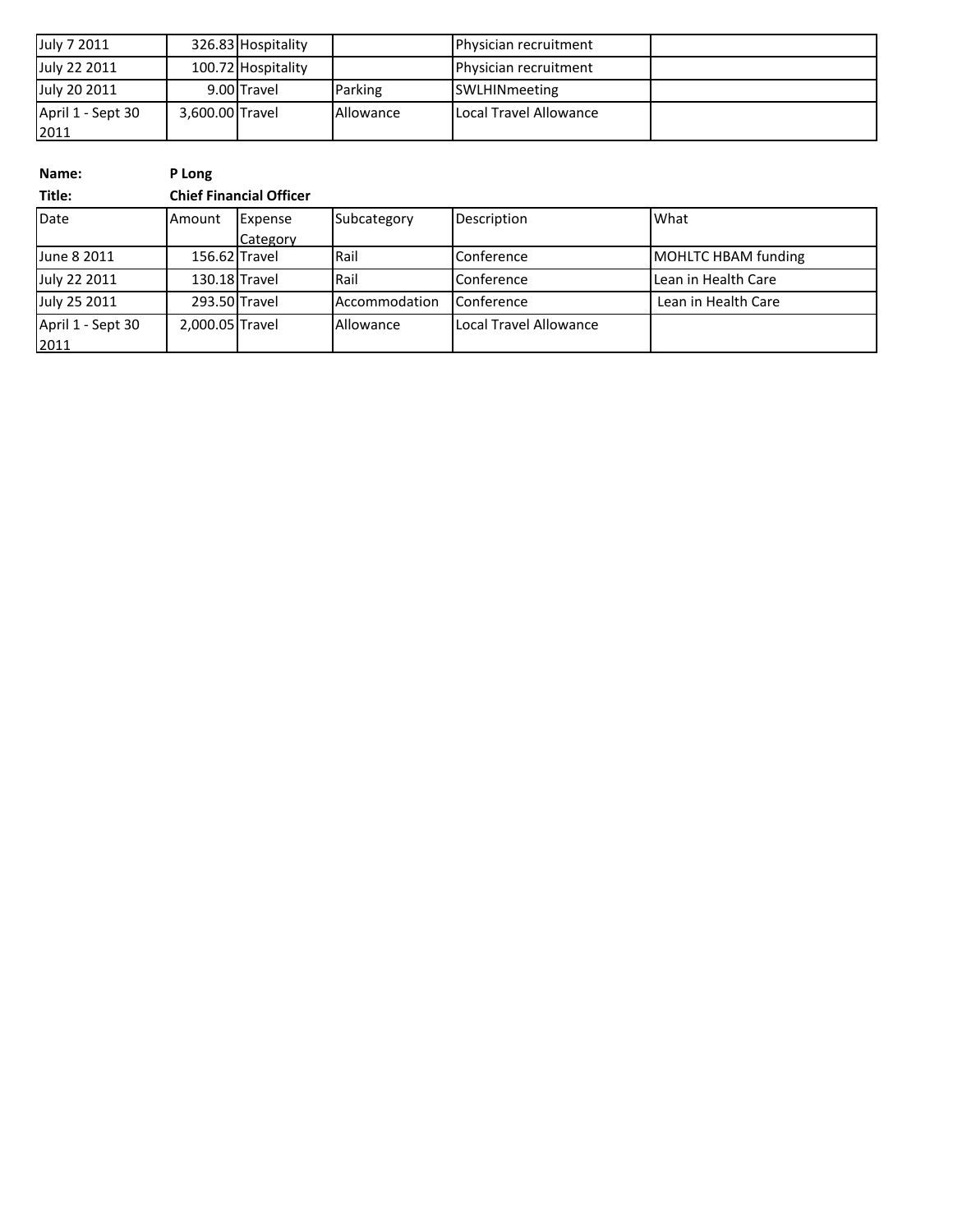| | | | | | |
|---|---|---|---|---|---|
| July 7 2011 | 326.83 | Hospitality | | Physician recruitment | |
| July 22 2011 | 100.72 | Hospitality | | Physician recruitment | |
| July 20 2011 | 9.00 | Travel | Parking | SWLHINmeeting | |
| April 1 - Sept 30 2011 | 3,600.00 | Travel | Allowance | Local Travel Allowance | |

**Name:** **P Long**

**Title:** **Chief Financial Officer**

| Date | Amount | Expense Category | Subcategory | Description | What |
|---|---|---|---|---|---|
| June 8 2011 | 156.62 | Travel | Rail | Conference | MOHLTC HBAM funding |
| July 22 2011 | 130.18 | Travel | Rail | Conference | Lean in Health Care |
| July 25 2011 | 293.50 | Travel | Accommodation | Conference | Lean in Health Care |
| April 1 - Sept 30 2011 | 2,000.05 | Travel | Allowance | Local Travel Allowance | |